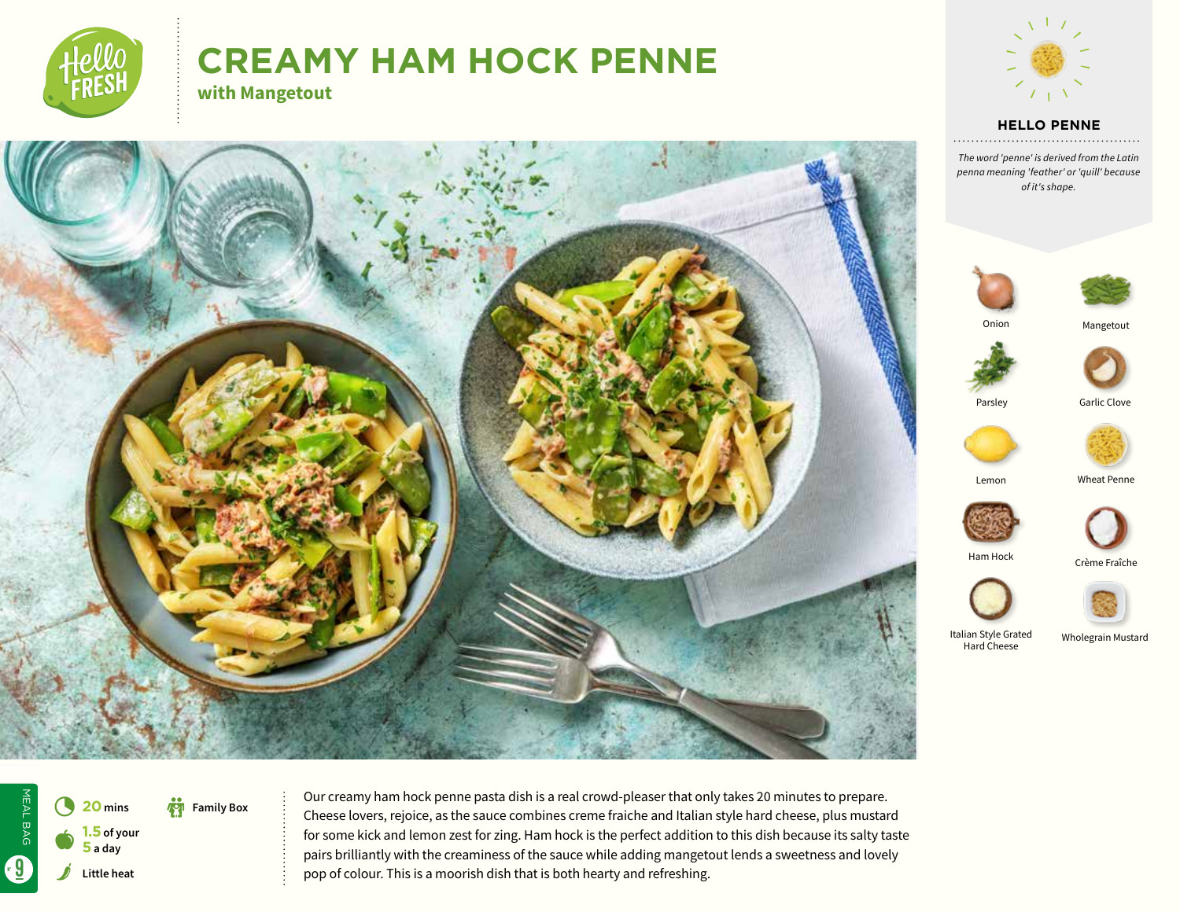# CREAMY HAM HOCK PENNE

**with Mangetout**

## HELLO PENNE

*The word 'penne' is derived from the Latin penna meaning 'feather' or 'quill' because of it's shape.*

- Onion
- Mangetout
- Parsley
- Garlic Clove
- Lemon
- Wheat Penne
- Ham Hock
- Crème Fraîche
- Italian Style Grated Hard Cheese
- Wholegrain Mustard

MEAL BAG 9

- **20** mins
- **1.5** of your **5** a day
- Little heat
- Family Box

Our creamy ham hock penne pasta dish is a real crowd-pleaser that only takes 20 minutes to prepare. Cheese lovers, rejoice, as the sauce combines creme fraiche and Italian style hard cheese, plus mustard for some kick and lemon zest for zing. Ham hock is the perfect addition to this dish because its salty taste pairs brilliantly with the creaminess of the sauce while adding mangetout lends a sweetness and lovely pop of colour. This is a moorish dish that is both hearty and refreshing.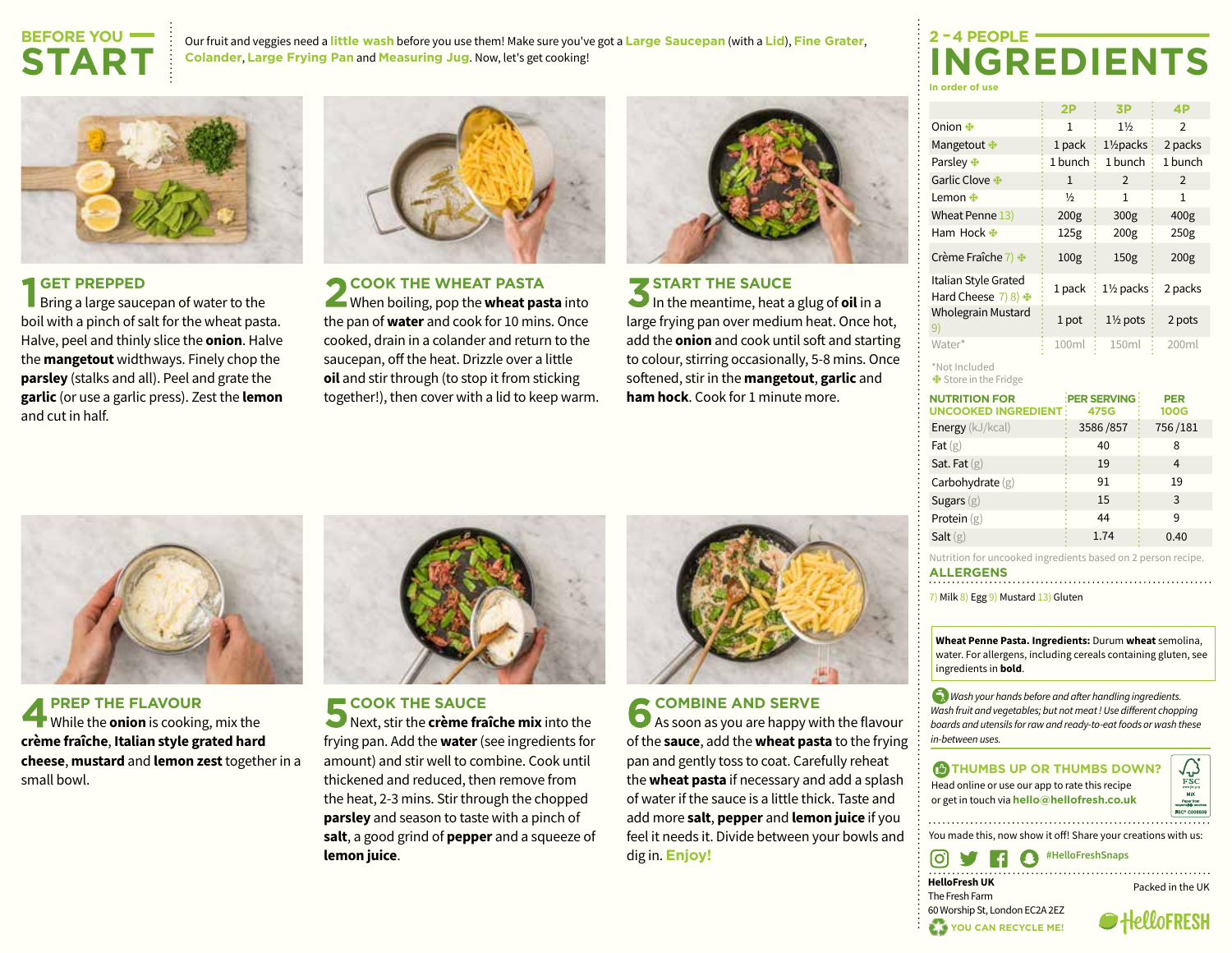## BEFORE YOU START

Our fruit and veggies need a **little wash** before you use them! Make sure you've got a **Large Saucepan** (with a **Lid**), **Fine Grater**, **Colander**, **Large Frying Pan** and **Measuring Jug**. Now, let's get cooking!

### 1 GET PREPPED

Bring a large saucepan of water to the boil with a pinch of salt for the wheat pasta. Halve, peel and thinly slice the **onion**. Halve the **mangetout** widthways. Finely chop the **parsley** (stalks and all). Peel and grate the **garlic** (or use a garlic press). Zest the **lemon** and cut in half.

### 2 COOK THE WHEAT PASTA

When boiling, pop the **wheat pasta** into the pan of **water** and cook for 10 mins. Once cooked, drain in a colander and return to the saucepan, off the heat. Drizzle over a little **oil** and stir through (to stop it from sticking together!), then cover with a lid to keep warm.

### 3 START THE SAUCE

In the meantime, heat a glug of **oil** in a large frying pan over medium heat. Once hot, add the **onion** and cook until soft and starting to colour, stirring occasionally, 5-8 mins. Once softened, stir in the **mangetout**, **garlic** and **ham hock**. Cook for 1 minute more.

### 4 PREP THE FLAVOUR

While the **onion** is cooking, mix the **crème fraîche**, **Italian style grated hard cheese**, **mustard** and **lemon zest** together in a small bowl.

### 5 COOK THE SAUCE

Next, stir the **crème fraîche mix** into the frying pan. Add the **water** (see ingredients for amount) and stir well to combine. Cook until thickened and reduced, then remove from the heat, 2-3 mins. Stir through the chopped **parsley** and season to taste with a pinch of **salt**, a good grind of **pepper** and a squeeze of **lemon juice**.

### 6 COMBINE AND SERVE

As soon as you are happy with the flavour of the **sauce**, add the **wheat pasta** to the frying pan and gently toss to coat. Carefully reheat the **wheat pasta** if necessary and add a splash of water if the sauce is a little thick. Taste and add more **salt**, **pepper** and **lemon juice** if you feel it needs it. Divide between your bowls and dig in. **Enjoy!**

## 2-4 PEOPLE INGREDIENTS

In order of use

| | 2P | 3P | 4P |
|---|---|---|---|
| Onion ❉ | 1 | 1½ | 2 |
| Mangetout ❉ | 1 pack | 1½packs | 2 packs |
| Parsley ❉ | 1 bunch | 1 bunch | 1 bunch |
| Garlic Clove ❉ | 1 | 2 | 2 |
| Lemon ❉ | ½ | 1 | 1 |
| Wheat Penne 13) | 200g | 300g | 400g |
| Ham Hock ❉ | 125g | 200g | 250g |
| Crème Fraîche 7) ❉ | 100g | 150g | 200g |
| Italian Style Grated Hard Cheese 7) 8) ❉ | 1 pack | 1½ packs | 2 packs |
| Wholegrain Mustard 9) | 1 pot | 1½ pots | 2 pots |
| Water* | 100ml | 150ml | 200ml |

*Not Included
❉ Store in the Fridge

| NUTRITION FOR UNCOOKED INGREDIENT | PER SERVING 475G | PER 100G |
|---|---|---|
| Energy (kJ/kcal) | 3586 /857 | 756 /181 |
| Fat (g) | 40 | 8 |
| Sat. Fat (g) | 19 | 4 |
| Carbohydrate (g) | 91 | 19 |
| Sugars (g) | 15 | 3 |
| Protein (g) | 44 | 9 |
| Salt (g) | 1.74 | 0.40 |

Nutrition for uncooked ingredients based on 2 person recipe.

### ALLERGENS

7) Milk 8) Egg 9) Mustard 13) Gluten

**Wheat Penne Pasta. Ingredients:** Durum **wheat** semolina, water. For allergens, including cereals containing gluten, see ingredients in **bold**.

*Wash your hands before and after handling ingredients. Wash fruit and vegetables; but not meat ! Use different chopping boards and utensils for raw and ready-to-eat foods or wash these in-between uses.*

### THUMBS UP OR THUMBS DOWN?

Head online or use our app to rate this recipe or get in touch via **hello@hellofresh.co.uk**

You made this, now show it off! Share your creations with us: #HelloFreshSnaps

**HelloFresh UK**
The Fresh Farm
60 Worship St, London EC2A 2EZ

Packed in the UK

YOU CAN RECYCLE ME!